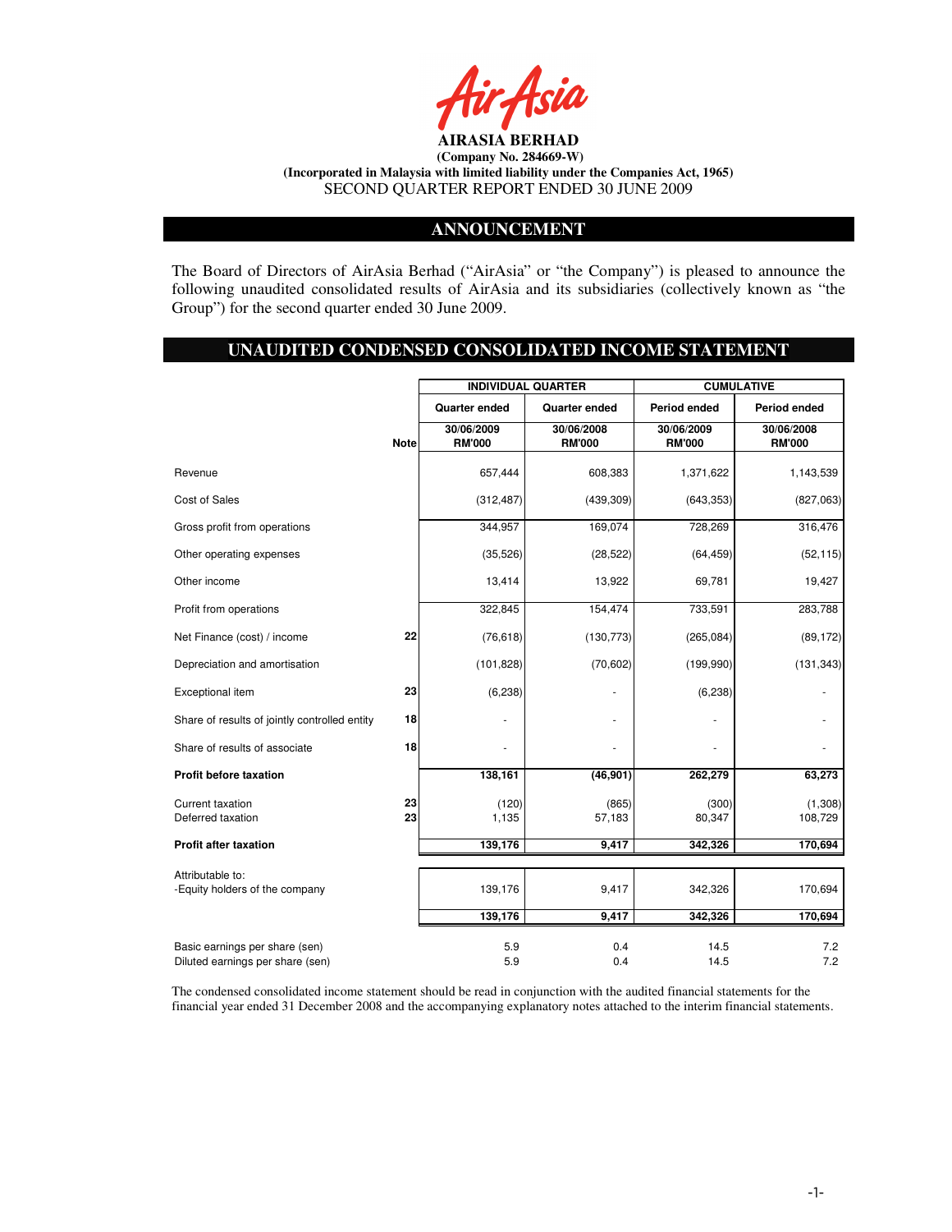**AIRASIA BERHAD**
**(Company No. 284669-W)**
**(Incorporated in Malaysia with limited liability under the Companies Act, 1965)**
SECOND QUARTER REPORT ENDED 30 JUNE 2009

## ANNOUNCEMENT

The Board of Directors of AirAsia Berhad ("AirAsia" or "the Company") is pleased to announce the following unaudited consolidated results of AirAsia and its subsidiaries (collectively known as "the Group") for the second quarter ended 30 June 2009.

## UNAUDITED CONDENSED CONSOLIDATED INCOME STATEMENT

| | | INDIVIDUAL QUARTER | | CUMULATIVE | |
|---|---|---|---|---|---|
| | | Quarter ended | Quarter ended | Period ended | Period ended |
| | Note | 30/06/2009 RM'000 | 30/06/2008 RM'000 | 30/06/2009 RM'000 | 30/06/2008 RM'000 |
| Revenue | | 657,444 | 608,383 | 1,371,622 | 1,143,539 |
| Cost of Sales | | (312,487) | (439,309) | (643,353) | (827,063) |
| Gross profit from operations | | 344,957 | 169,074 | 728,269 | 316,476 |
| Other operating expenses | | (35,526) | (28,522) | (64,459) | (52,115) |
| Other income | | 13,414 | 13,922 | 69,781 | 19,427 |
| Profit from operations | | 322,845 | 154,474 | 733,591 | 283,788 |
| Net Finance (cost) / income | 22 | (76,618) | (130,773) | (265,084) | (89,172) |
| Depreciation and amortisation | | (101,828) | (70,602) | (199,990) | (131,343) |
| Exceptional item | 23 | (6,238) | - | (6,238) | - |
| Share of results of jointly controlled entity | 18 | - | - | - | - |
| Share of results of associate | 18 | - | - | - | - |
| **Profit before taxation** | | **138,161** | **(46,901)** | **262,279** | **63,273** |
| Current taxation | 23 | (120) | (865) | (300) | (1,308) |
| Deferred taxation | 23 | 1,135 | 57,183 | 80,347 | 108,729 |
| **Profit after taxation** | | **139,176** | **9,417** | **342,326** | **170,694** |
| Attributable to: | | | | | |
| -Equity holders of the company | | 139,176 | 9,417 | 342,326 | 170,694 |
| | | **139,176** | **9,417** | **342,326** | **170,694** |
| Basic earnings per share (sen) | | 5.9 | 0.4 | 14.5 | 7.2 |
| Diluted earnings per share (sen) | | 5.9 | 0.4 | 14.5 | 7.2 |

The condensed consolidated income statement should be read in conjunction with the audited financial statements for the financial year ended 31 December 2008 and the accompanying explanatory notes attached to the interim financial statements.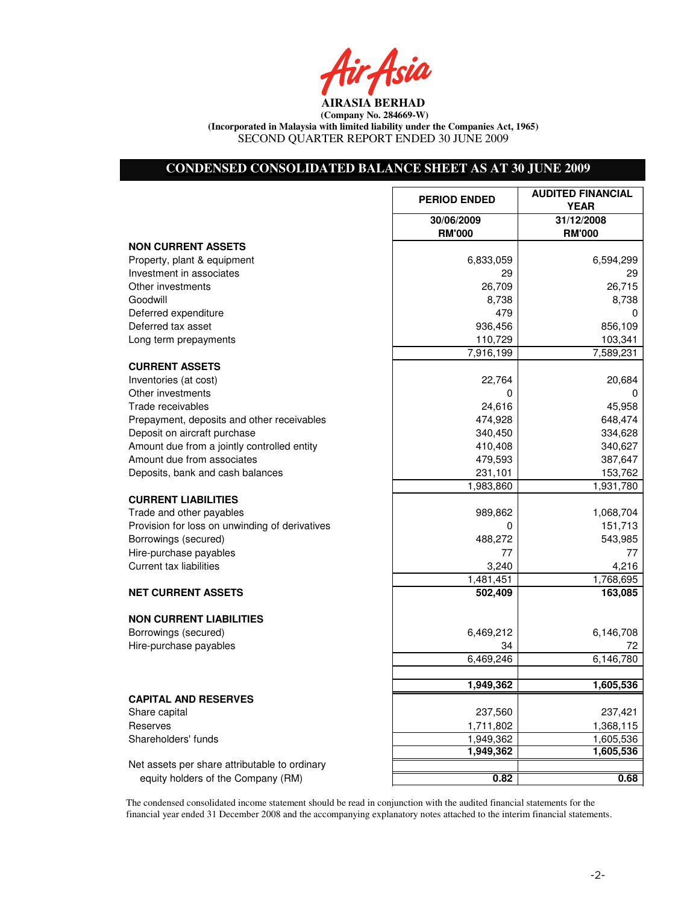**AIRASIA BERHAD**
**(Company No. 284669-W)**
**(Incorporated in Malaysia with limited liability under the Companies Act, 1965)**
SECOND QUARTER REPORT ENDED 30 JUNE 2009

## CONDENSED CONSOLIDATED BALANCE SHEET AS AT 30 JUNE 2009

| | PERIOD ENDED | AUDITED FINANCIAL YEAR |
|---|---|---|
| | 30/06/2009 RM'000 | 31/12/2008 RM'000 |
| **NON CURRENT ASSETS** | | |
| Property, plant & equipment | 6,833,059 | 6,594,299 |
| Investment in associates | 29 | 29 |
| Other investments | 26,709 | 26,715 |
| Goodwill | 8,738 | 8,738 |
| Deferred expenditure | 479 | 0 |
| Deferred tax asset | 936,456 | 856,109 |
| Long term prepayments | 110,729 | 103,341 |
| | 7,916,199 | 7,589,231 |
| **CURRENT ASSETS** | | |
| Inventories (at cost) | 22,764 | 20,684 |
| Other investments | 0 | 0 |
| Trade receivables | 24,616 | 45,958 |
| Prepayment, deposits and other receivables | 474,928 | 648,474 |
| Deposit on aircraft purchase | 340,450 | 334,628 |
| Amount due from a jointly controlled entity | 410,408 | 340,627 |
| Amount due from associates | 479,593 | 387,647 |
| Deposits, bank and cash balances | 231,101 | 153,762 |
| | 1,983,860 | 1,931,780 |
| **CURRENT LIABILITIES** | | |
| Trade and other payables | 989,862 | 1,068,704 |
| Provision for loss on unwinding of derivatives | 0 | 151,713 |
| Borrowings (secured) | 488,272 | 543,985 |
| Hire-purchase payables | 77 | 77 |
| Current tax liabilities | 3,240 | 4,216 |
| | 1,481,451 | 1,768,695 |
| **NET CURRENT ASSETS** | **502,409** | **163,085** |
| **NON CURRENT LIABILITIES** | | |
| Borrowings (secured) | 6,469,212 | 6,146,708 |
| Hire-purchase payables | 34 | 72 |
| | 6,469,246 | 6,146,780 |
| | **1,949,362** | **1,605,536** |
| **CAPITAL AND RESERVES** | | |
| Share capital | 237,560 | 237,421 |
| Reserves | 1,711,802 | 1,368,115 |
| Shareholders' funds | 1,949,362 | 1,605,536 |
| | **1,949,362** | **1,605,536** |
| Net assets per share attributable to ordinary equity holders of the Company (RM) | **0.82** | **0.68** |

The condensed consolidated income statement should be read in conjunction with the audited financial statements for the financial year ended 31 December 2008 and the accompanying explanatory notes attached to the interim financial statements.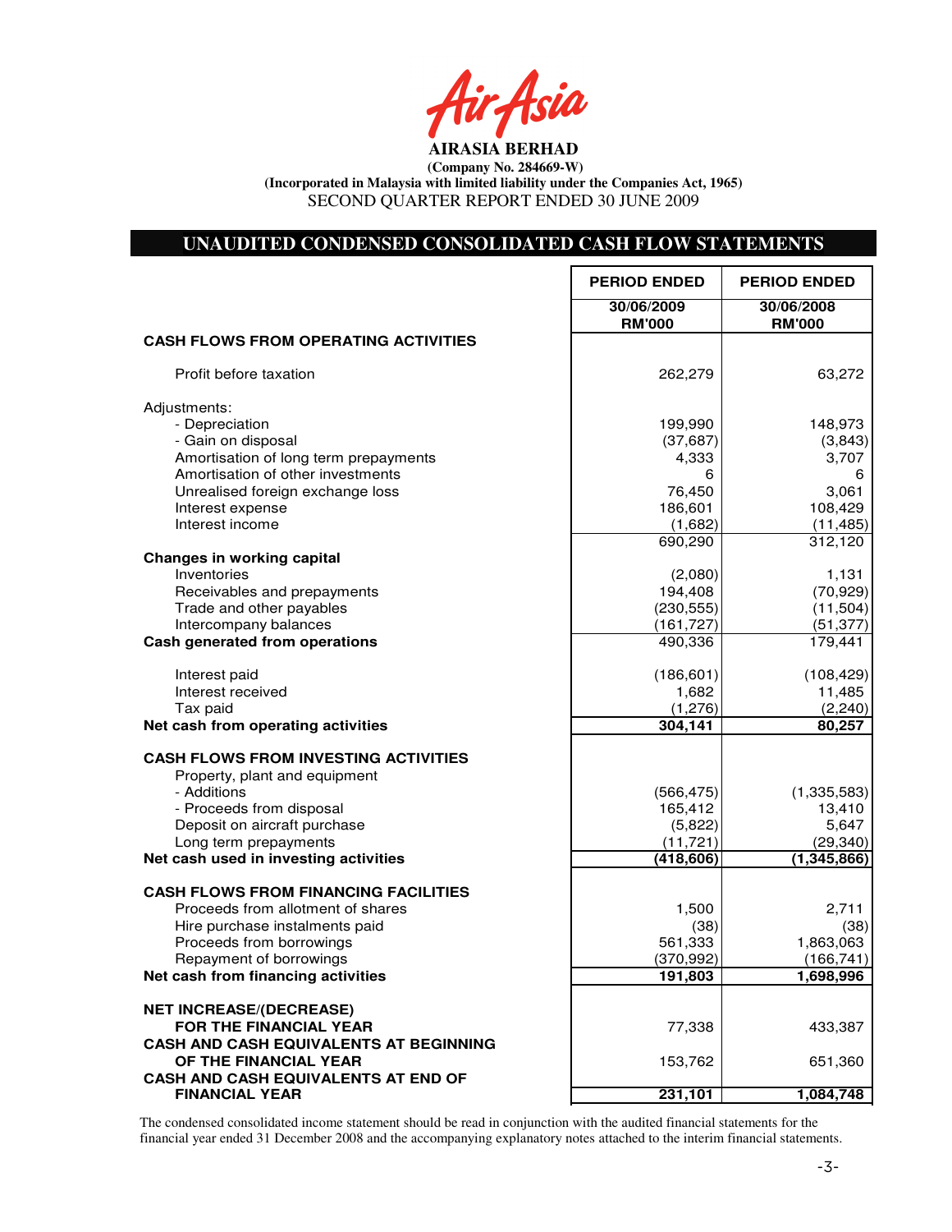**AIRASIA BERHAD**
**(Company No. 284669-W)**
**(Incorporated in Malaysia with limited liability under the Companies Act, 1965)**
SECOND QUARTER REPORT ENDED 30 JUNE 2009

## UNAUDITED CONDENSED CONSOLIDATED CASH FLOW STATEMENTS

| | PERIOD ENDED | PERIOD ENDED |
|---|---|---|
| | 30/06/2009 RM'000 | 30/06/2008 RM'000 |
| **CASH FLOWS FROM OPERATING ACTIVITIES** | | |
| Profit before taxation | 262,279 | 63,272 |
| Adjustments: | | |
| - Depreciation | 199,990 | 148,973 |
| - Gain on disposal | (37,687) | (3,843) |
| Amortisation of long term prepayments | 4,333 | 3,707 |
| Amortisation of other investments | 6 | 6 |
| Unrealised foreign exchange loss | 76,450 | 3,061 |
| Interest expense | 186,601 | 108,429 |
| Interest income | (1,682) | (11,485) |
| | 690,290 | 312,120 |
| **Changes in working capital** | | |
| Inventories | (2,080) | 1,131 |
| Receivables and prepayments | 194,408 | (70,929) |
| Trade and other payables | (230,555) | (11,504) |
| Intercompany balances | (161,727) | (51,377) |
| **Cash generated from operations** | 490,336 | 179,441 |
| Interest paid | (186,601) | (108,429) |
| Interest received | 1,682 | 11,485 |
| Tax paid | (1,276) | (2,240) |
| **Net cash from operating activities** | **304,141** | **80,257** |
| **CASH FLOWS FROM INVESTING ACTIVITIES** | | |
| Property, plant and equipment | | |
| - Additions | (566,475) | (1,335,583) |
| - Proceeds from disposal | 165,412 | 13,410 |
| Deposit on aircraft purchase | (5,822) | 5,647 |
| Long term prepayments | (11,721) | (29,340) |
| **Net cash used in investing activities** | **(418,606)** | **(1,345,866)** |
| **CASH FLOWS FROM FINANCING FACILITIES** | | |
| Proceeds from allotment of shares | 1,500 | 2,711 |
| Hire purchase instalments paid | (38) | (38) |
| Proceeds from borrowings | 561,333 | 1,863,063 |
| Repayment of borrowings | (370,992) | (166,741) |
| **Net cash from financing activities** | **191,803** | **1,698,996** |
| **NET INCREASE/(DECREASE) FOR THE FINANCIAL YEAR** | 77,338 | 433,387 |
| **CASH AND CASH EQUIVALENTS AT BEGINNING OF THE FINANCIAL YEAR** | 153,762 | 651,360 |
| **CASH AND CASH EQUIVALENTS AT END OF FINANCIAL YEAR** | **231,101** | **1,084,748** |

The condensed consolidated income statement should be read in conjunction with the audited financial statements for the financial year ended 31 December 2008 and the accompanying explanatory notes attached to the interim financial statements.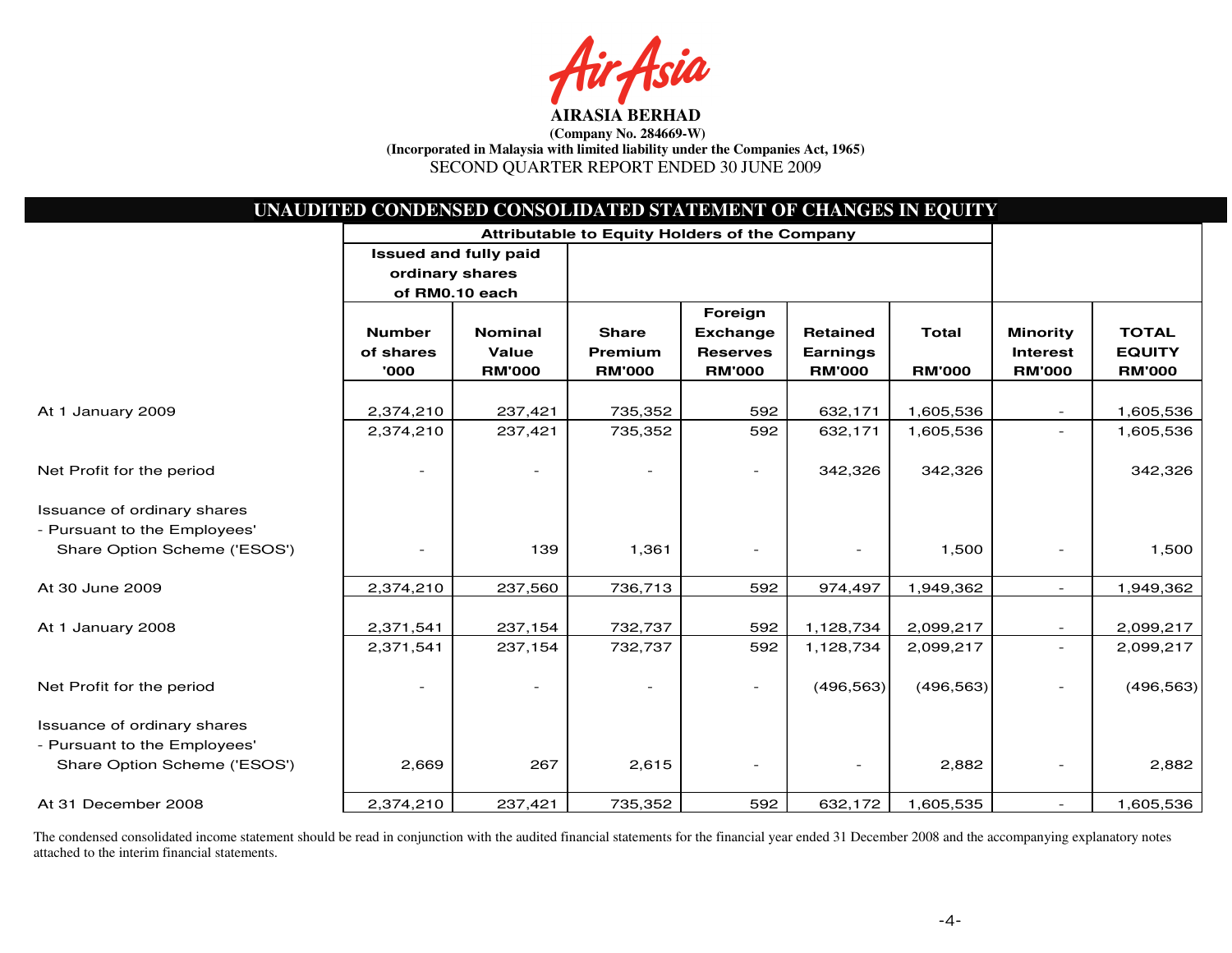**AIRASIA BERHAD**
**(Company No. 284669-W)**
**(Incorporated in Malaysia with limited liability under the Companies Act, 1965)**
SECOND QUARTER REPORT ENDED 30 JUNE 2009

## UNAUDITED CONDENSED CONSOLIDATED STATEMENT OF CHANGES IN EQUITY

| | Attributable to Equity Holders of the Company | | | | | | | |
|---|---|---|---|---|---|---|---|---|
| | Issued and fully paid ordinary shares of RM0.10 each | | | | | | | |
| | Number of shares '000 | Nominal Value RM'000 | Share Premium RM'000 | Foreign Exchange Reserves RM'000 | Retained Earnings RM'000 | Total RM'000 | Minority Interest RM'000 | TOTAL EQUITY RM'000 |
| At 1 January 2009 | 2,374,210 | 237,421 | 735,352 | 592 | 632,171 | 1,605,536 | - | 1,605,536 |
| | 2,374,210 | 237,421 | 735,352 | 592 | 632,171 | 1,605,536 | - | 1,605,536 |
| Net Profit for the period | - | - | - | - | 342,326 | 342,326 | | 342,326 |
| Issuance of ordinary shares - Pursuant to the Employees' Share Option Scheme ('ESOS') | - | 139 | 1,361 | - | - | 1,500 | - | 1,500 |
| At 30 June 2009 | 2,374,210 | 237,560 | 736,713 | 592 | 974,497 | 1,949,362 | - | 1,949,362 |
| At 1 January 2008 | 2,371,541 | 237,154 | 732,737 | 592 | 1,128,734 | 2,099,217 | - | 2,099,217 |
| | 2,371,541 | 237,154 | 732,737 | 592 | 1,128,734 | 2,099,217 | - | 2,099,217 |
| Net Profit for the period | - | - | - | - | (496,563) | (496,563) | - | (496,563) |
| Issuance of ordinary shares - Pursuant to the Employees' Share Option Scheme ('ESOS') | 2,669 | 267 | 2,615 | - | - | 2,882 | - | 2,882 |
| At 31 December 2008 | 2,374,210 | 237,421 | 735,352 | 592 | 632,172 | 1,605,535 | - | 1,605,536 |

The condensed consolidated income statement should be read in conjunction with the audited financial statements for the financial year ended 31 December 2008 and the accompanying explanatory notes attached to the interim financial statements.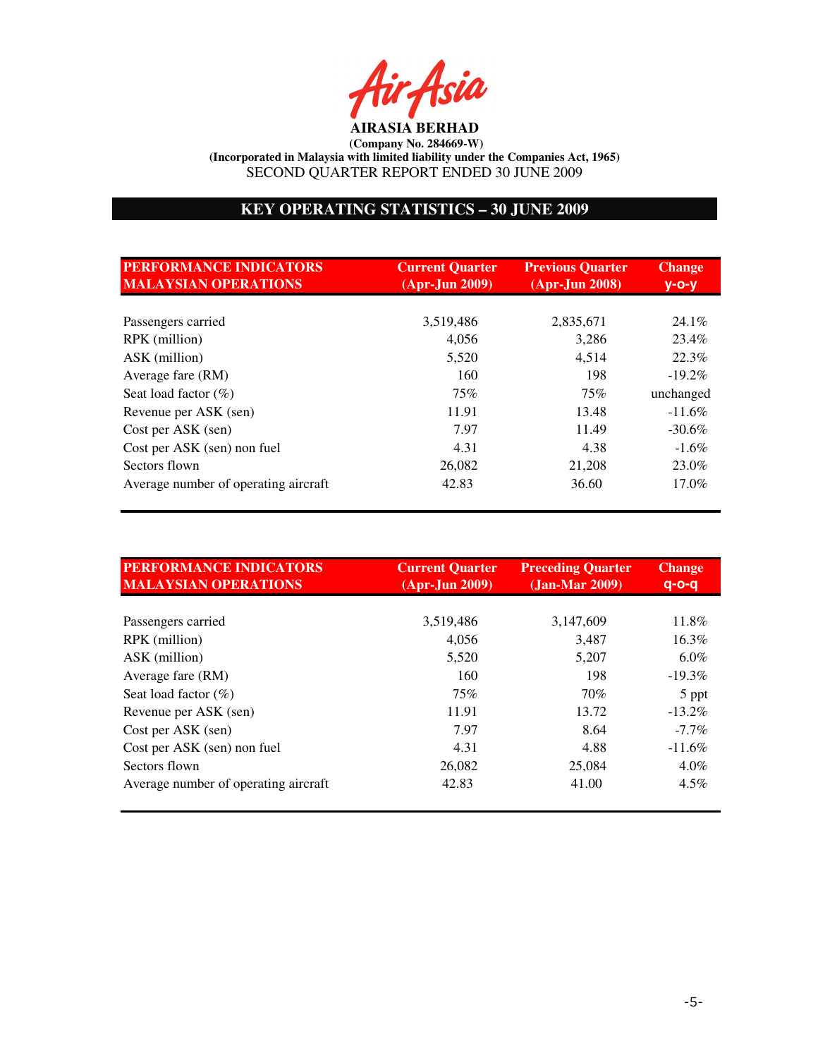**AIRASIA BERHAD**
**(Company No. 284669-W)**
**(Incorporated in Malaysia with limited liability under the Companies Act, 1965)**
SECOND QUARTER REPORT ENDED 30 JUNE 2009

## KEY OPERATING STATISTICS – 30 JUNE 2009

| PERFORMANCE INDICATORS MALAYSIAN OPERATIONS | Current Quarter (Apr-Jun 2009) | Previous Quarter (Apr-Jun 2008) | Change y-o-y |
|---|---|---|---|
| Passengers carried | 3,519,486 | 2,835,671 | 24.1% |
| RPK (million) | 4,056 | 3,286 | 23.4% |
| ASK (million) | 5,520 | 4,514 | 22.3% |
| Average fare (RM) | 160 | 198 | -19.2% |
| Seat load factor (%) | 75% | 75% | unchanged |
| Revenue per ASK (sen) | 11.91 | 13.48 | -11.6% |
| Cost per ASK (sen) | 7.97 | 11.49 | -30.6% |
| Cost per ASK (sen) non fuel | 4.31 | 4.38 | -1.6% |
| Sectors flown | 26,082 | 21,208 | 23.0% |
| Average number of operating aircraft | 42.83 | 36.60 | 17.0% |

| PERFORMANCE INDICATORS MALAYSIAN OPERATIONS | Current Quarter (Apr-Jun 2009) | Preceding Quarter (Jan-Mar 2009) | Change q-o-q |
|---|---|---|---|
| Passengers carried | 3,519,486 | 3,147,609 | 11.8% |
| RPK (million) | 4,056 | 3,487 | 16.3% |
| ASK (million) | 5,520 | 5,207 | 6.0% |
| Average fare (RM) | 160 | 198 | -19.3% |
| Seat load factor (%) | 75% | 70% | 5 ppt |
| Revenue per ASK (sen) | 11.91 | 13.72 | -13.2% |
| Cost per ASK (sen) | 7.97 | 8.64 | -7.7% |
| Cost per ASK (sen) non fuel | 4.31 | 4.88 | -11.6% |
| Sectors flown | 26,082 | 25,084 | 4.0% |
| Average number of operating aircraft | 42.83 | 41.00 | 4.5% |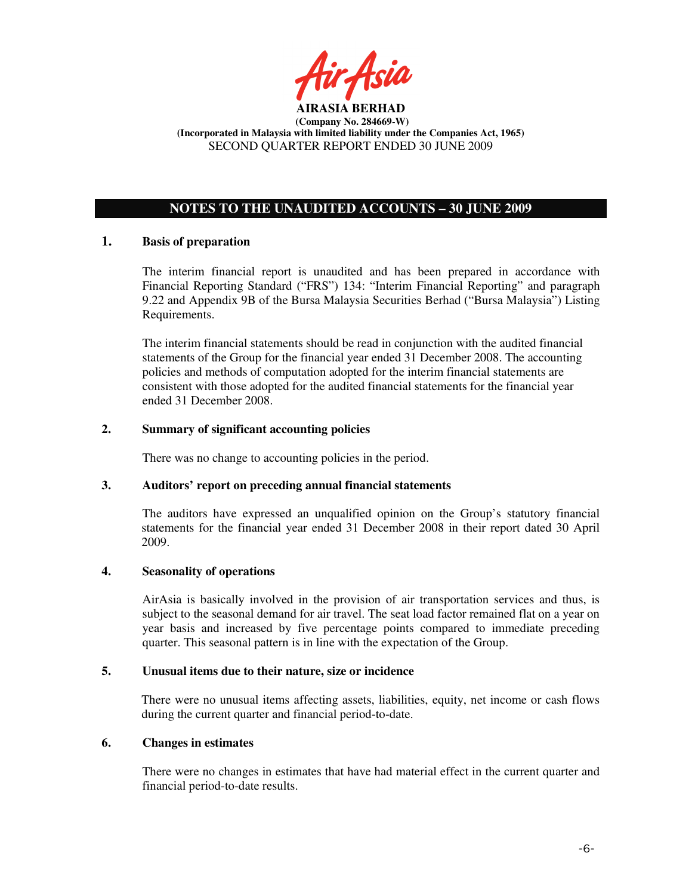**AIRASIA BERHAD**
**(Company No. 284669-W)**
**(Incorporated in Malaysia with limited liability under the Companies Act, 1965)**
SECOND QUARTER REPORT ENDED 30 JUNE 2009

## NOTES TO THE UNAUDITED ACCOUNTS – 30 JUNE 2009

### 1. Basis of preparation

The interim financial report is unaudited and has been prepared in accordance with Financial Reporting Standard ("FRS") 134: "Interim Financial Reporting" and paragraph 9.22 and Appendix 9B of the Bursa Malaysia Securities Berhad ("Bursa Malaysia") Listing Requirements.

The interim financial statements should be read in conjunction with the audited financial statements of the Group for the financial year ended 31 December 2008. The accounting policies and methods of computation adopted for the interim financial statements are consistent with those adopted for the audited financial statements for the financial year ended 31 December 2008.

### 2. Summary of significant accounting policies

There was no change to accounting policies in the period.

### 3. Auditors' report on preceding annual financial statements

The auditors have expressed an unqualified opinion on the Group's statutory financial statements for the financial year ended 31 December 2008 in their report dated 30 April 2009.

### 4. Seasonality of operations

AirAsia is basically involved in the provision of air transportation services and thus, is subject to the seasonal demand for air travel. The seat load factor remained flat on a year on year basis and increased by five percentage points compared to immediate preceding quarter. This seasonal pattern is in line with the expectation of the Group.

### 5. Unusual items due to their nature, size or incidence

There were no unusual items affecting assets, liabilities, equity, net income or cash flows during the current quarter and financial period-to-date.

### 6. Changes in estimates

There were no changes in estimates that have had material effect in the current quarter and financial period-to-date results.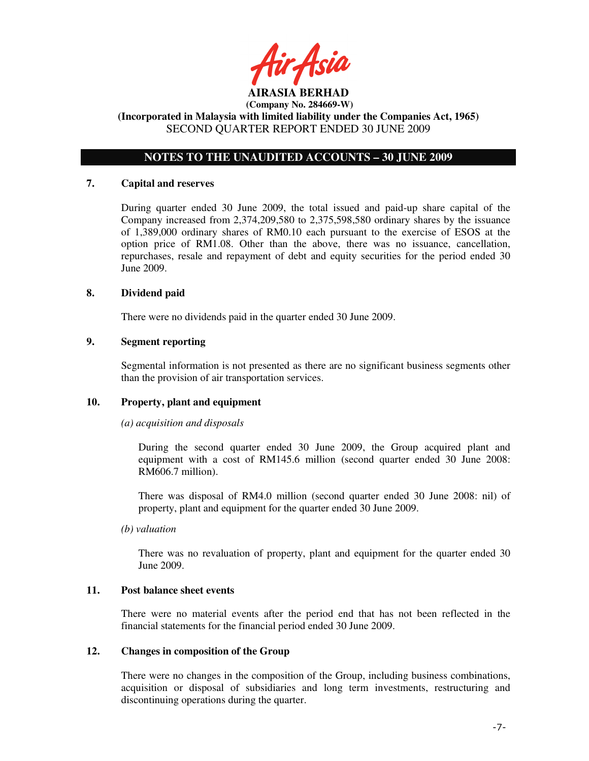**AIRASIA BERHAD**
**(Company No. 284669-W)**
**(Incorporated in Malaysia with limited liability under the Companies Act, 1965)**
SECOND QUARTER REPORT ENDED 30 JUNE 2009

## NOTES TO THE UNAUDITED ACCOUNTS – 30 JUNE 2009

### 7. Capital and reserves

During quarter ended 30 June 2009, the total issued and paid-up share capital of the Company increased from 2,374,209,580 to 2,375,598,580 ordinary shares by the issuance of 1,389,000 ordinary shares of RM0.10 each pursuant to the exercise of ESOS at the option price of RM1.08. Other than the above, there was no issuance, cancellation, repurchases, resale and repayment of debt and equity securities for the period ended 30 June 2009.

### 8. Dividend paid

There were no dividends paid in the quarter ended 30 June 2009.

### 9. Segment reporting

Segmental information is not presented as there are no significant business segments other than the provision of air transportation services.

### 10. Property, plant and equipment

*(a) acquisition and disposals*

During the second quarter ended 30 June 2009, the Group acquired plant and equipment with a cost of RM145.6 million (second quarter ended 30 June 2008: RM606.7 million).

There was disposal of RM4.0 million (second quarter ended 30 June 2008: nil) of property, plant and equipment for the quarter ended 30 June 2009.

*(b) valuation*

There was no revaluation of property, plant and equipment for the quarter ended 30 June 2009.

### 11. Post balance sheet events

There were no material events after the period end that has not been reflected in the financial statements for the financial period ended 30 June 2009.

### 12. Changes in composition of the Group

There were no changes in the composition of the Group, including business combinations, acquisition or disposal of subsidiaries and long term investments, restructuring and discontinuing operations during the quarter.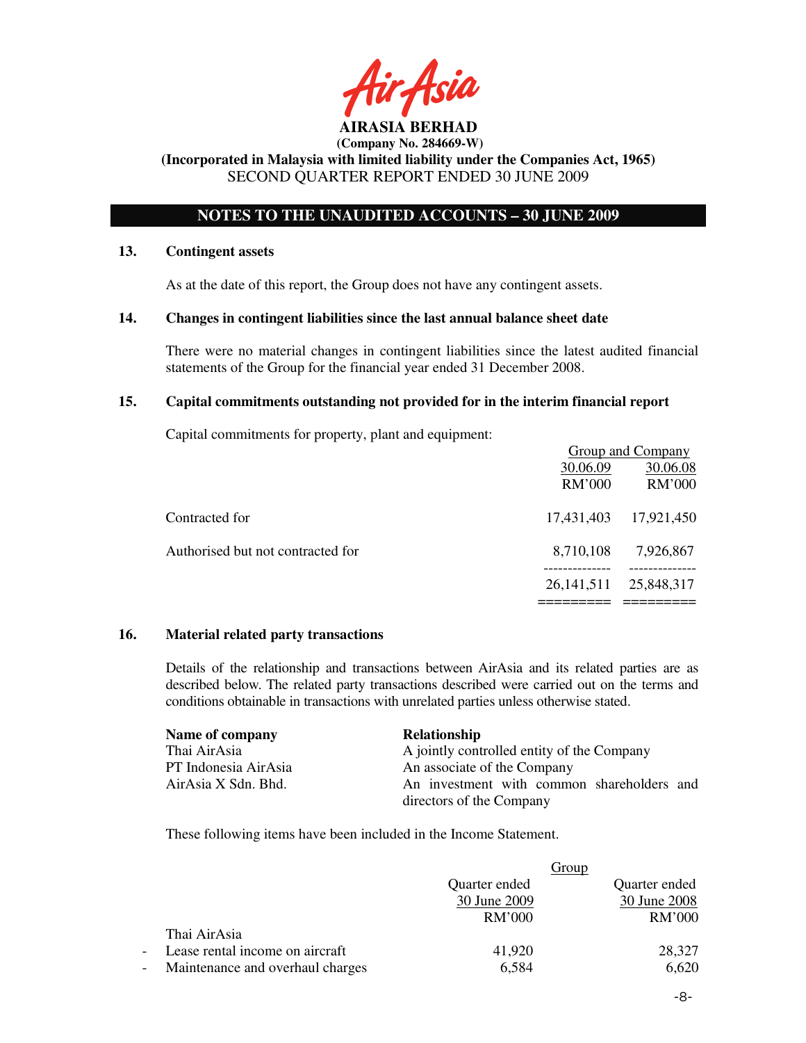**AIRASIA BERHAD**
**(Company No. 284669-W)**
**(Incorporated in Malaysia with limited liability under the Companies Act, 1965)**
SECOND QUARTER REPORT ENDED 30 JUNE 2009

## NOTES TO THE UNAUDITED ACCOUNTS – 30 JUNE 2009

### 13. Contingent assets

As at the date of this report, the Group does not have any contingent assets.

### 14. Changes in contingent liabilities since the last annual balance sheet date

There were no material changes in contingent liabilities since the latest audited financial statements of the Group for the financial year ended 31 December 2008.

### 15. Capital commitments outstanding not provided for in the interim financial report

Capital commitments for property, plant and equipment:

| | Group and Company | |
|---|---|---|
| | 30.06.09 | 30.06.08 |
| | RM'000 | RM'000 |
| Contracted for | 17,431,403 | 17,921,450 |
| Authorised but not contracted for | 8,710,108 | 7,926,867 |
| | 26,141,511 | 25,848,317 |

### 16. Material related party transactions

Details of the relationship and transactions between AirAsia and its related parties are as described below. The related party transactions described were carried out on the terms and conditions obtainable in transactions with unrelated parties unless otherwise stated.

| Name of company | Relationship |
|---|---|
| Thai AirAsia | A jointly controlled entity of the Company |
| PT Indonesia AirAsia | An associate of the Company |
| AirAsia X Sdn. Bhd. | An investment with common shareholders and directors of the Company |

These following items have been included in the Income Statement.

| | Group | |
|---|---|---|
| | Quarter ended 30 June 2009 | Quarter ended 30 June 2008 |
| | RM'000 | RM'000 |
| Thai AirAsia | | |
| - Lease rental income on aircraft | 41,920 | 28,327 |
| - Maintenance and overhaul charges | 6,584 | 6,620 |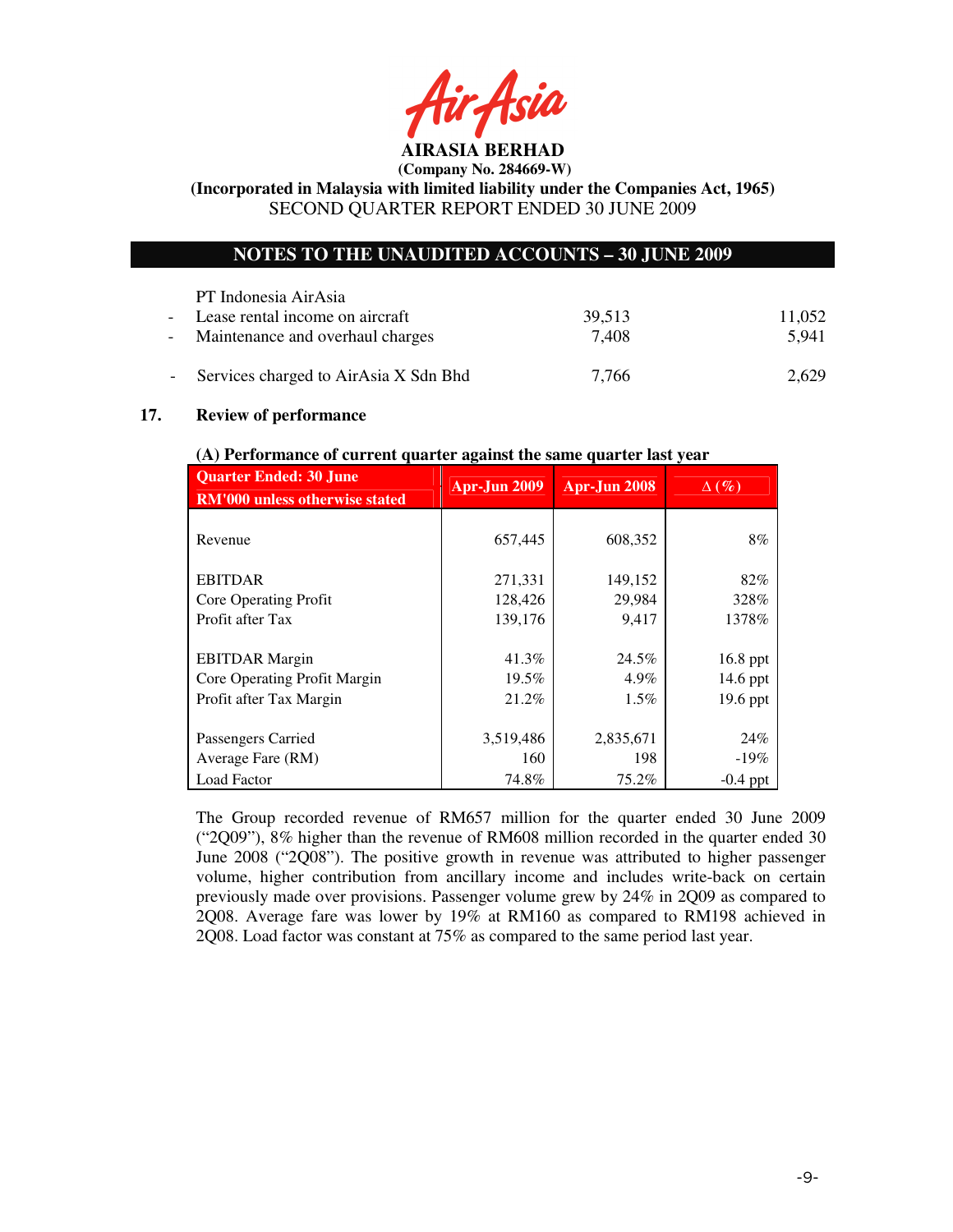PT Indonesia AirAsia

| | | |
|---|---|---|
| - Lease rental income on aircraft | 39,513 | 11,052 |
| - Maintenance and overhaul charges | 7,408 | 5,941 |
| - Services charged to AirAsia X Sdn Bhd | 7,766 | 2,629 |

## 17. Review of performance

**(A) Performance of current quarter against the same quarter last year**

| Quarter Ended: 30 June<br>RM'000 unless otherwise stated | Apr-Jun 2009 | Apr-Jun 2008 | Δ (%) |
|---|---|---|---|
| Revenue | 657,445 | 608,352 | 8% |
| EBITDAR | 271,331 | 149,152 | 82% |
| Core Operating Profit | 128,426 | 29,984 | 328% |
| Profit after Tax | 139,176 | 9,417 | 1378% |
| EBITDAR Margin | 41.3% | 24.5% | 16.8 ppt |
| Core Operating Profit Margin | 19.5% | 4.9% | 14.6 ppt |
| Profit after Tax Margin | 21.2% | 1.5% | 19.6 ppt |
| Passengers Carried | 3,519,486 | 2,835,671 | 24% |
| Average Fare (RM) | 160 | 198 | -19% |
| Load Factor | 74.8% | 75.2% | -0.4 ppt |

The Group recorded revenue of RM657 million for the quarter ended 30 June 2009 ("2Q09"), 8% higher than the revenue of RM608 million recorded in the quarter ended 30 June 2008 ("2Q08"). The positive growth in revenue was attributed to higher passenger volume, higher contribution from ancillary income and includes write-back on certain previously made over provisions. Passenger volume grew by 24% in 2Q09 as compared to 2Q08. Average fare was lower by 19% at RM160 as compared to RM198 achieved in 2Q08. Load factor was constant at 75% as compared to the same period last year.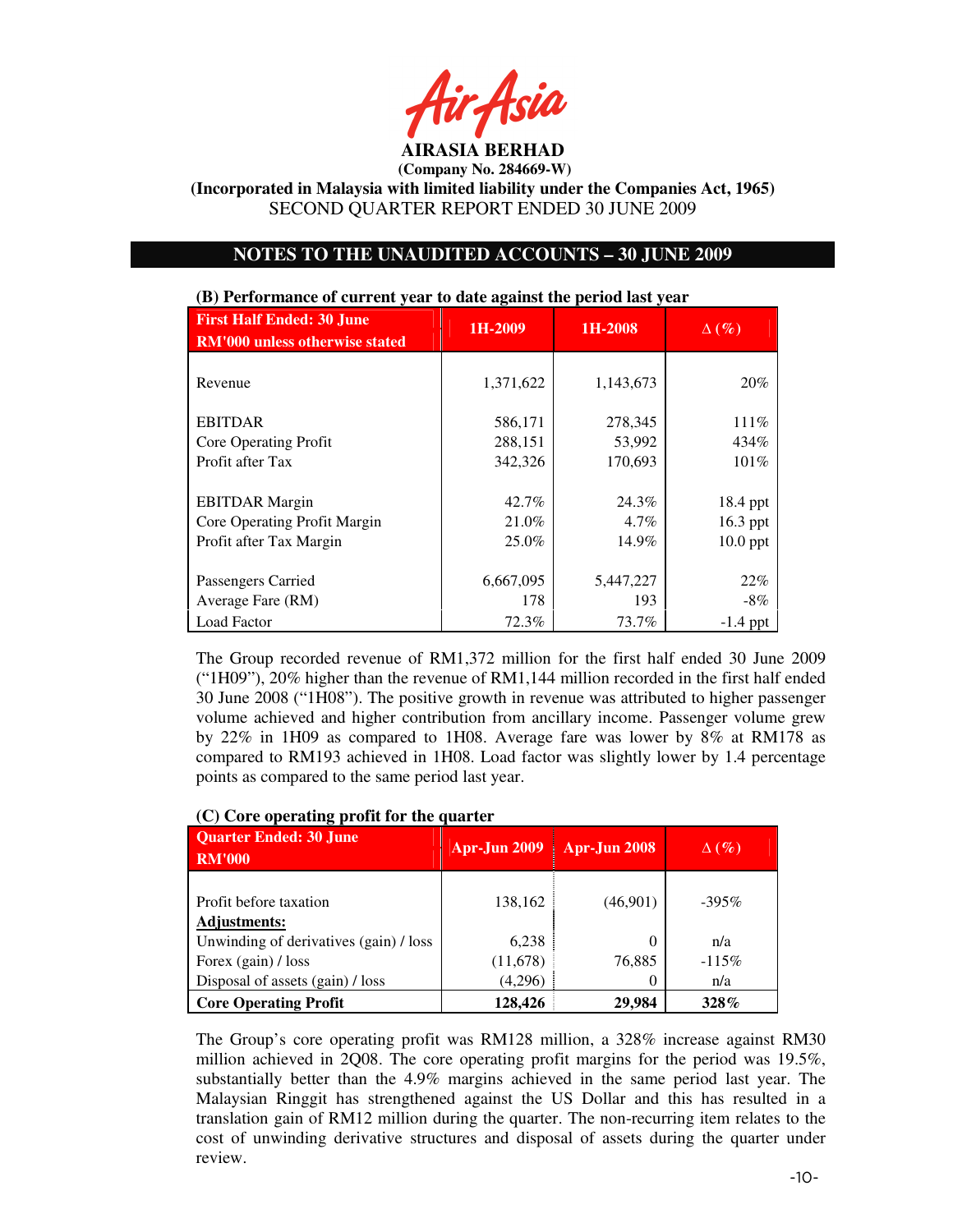**AIRASIA BERHAD**
**(Company No. 284669-W)**
**(Incorporated in Malaysia with limited liability under the Companies Act, 1965)**
SECOND QUARTER REPORT ENDED 30 JUNE 2009

## NOTES TO THE UNAUDITED ACCOUNTS – 30 JUNE 2009

### (B) Performance of current year to date against the period last year

| First Half Ended: 30 June<br>RM'000 unless otherwise stated | 1H-2009 | 1H-2008 | Δ (%) |
|---|---|---|---|
| Revenue | 1,371,622 | 1,143,673 | 20% |
| EBITDAR | 586,171 | 278,345 | 111% |
| Core Operating Profit | 288,151 | 53,992 | 434% |
| Profit after Tax | 342,326 | 170,693 | 101% |
| EBITDAR Margin | 42.7% | 24.3% | 18.4 ppt |
| Core Operating Profit Margin | 21.0% | 4.7% | 16.3 ppt |
| Profit after Tax Margin | 25.0% | 14.9% | 10.0 ppt |
| Passengers Carried | 6,667,095 | 5,447,227 | 22% |
| Average Fare (RM) | 178 | 193 | -8% |
| Load Factor | 72.3% | 73.7% | -1.4 ppt |

The Group recorded revenue of RM1,372 million for the first half ended 30 June 2009 ("1H09"), 20% higher than the revenue of RM1,144 million recorded in the first half ended 30 June 2008 ("1H08"). The positive growth in revenue was attributed to higher passenger volume achieved and higher contribution from ancillary income. Passenger volume grew by 22% in 1H09 as compared to 1H08. Average fare was lower by 8% at RM178 as compared to RM193 achieved in 1H08. Load factor was slightly lower by 1.4 percentage points as compared to the same period last year.

### (C) Core operating profit for the quarter

| Quarter Ended: 30 June<br>RM'000 | Apr-Jun 2009 | Apr-Jun 2008 | Δ (%) |
|---|---|---|---|
| Profit before taxation | 138,162 | (46,901) | -395% |
| **Adjustments:** | | | |
| Unwinding of derivatives (gain) / loss | 6,238 | 0 | n/a |
| Forex (gain) / loss | (11,678) | 76,885 | -115% |
| Disposal of assets (gain) / loss | (4,296) | 0 | n/a |
| **Core Operating Profit** | **128,426** | **29,984** | **328%** |

The Group's core operating profit was RM128 million, a 328% increase against RM30 million achieved in 2Q08. The core operating profit margins for the period was 19.5%, substantially better than the 4.9% margins achieved in the same period last year. The Malaysian Ringgit has strengthened against the US Dollar and this has resulted in a translation gain of RM12 million during the quarter. The non-recurring item relates to the cost of unwinding derivative structures and disposal of assets during the quarter under review.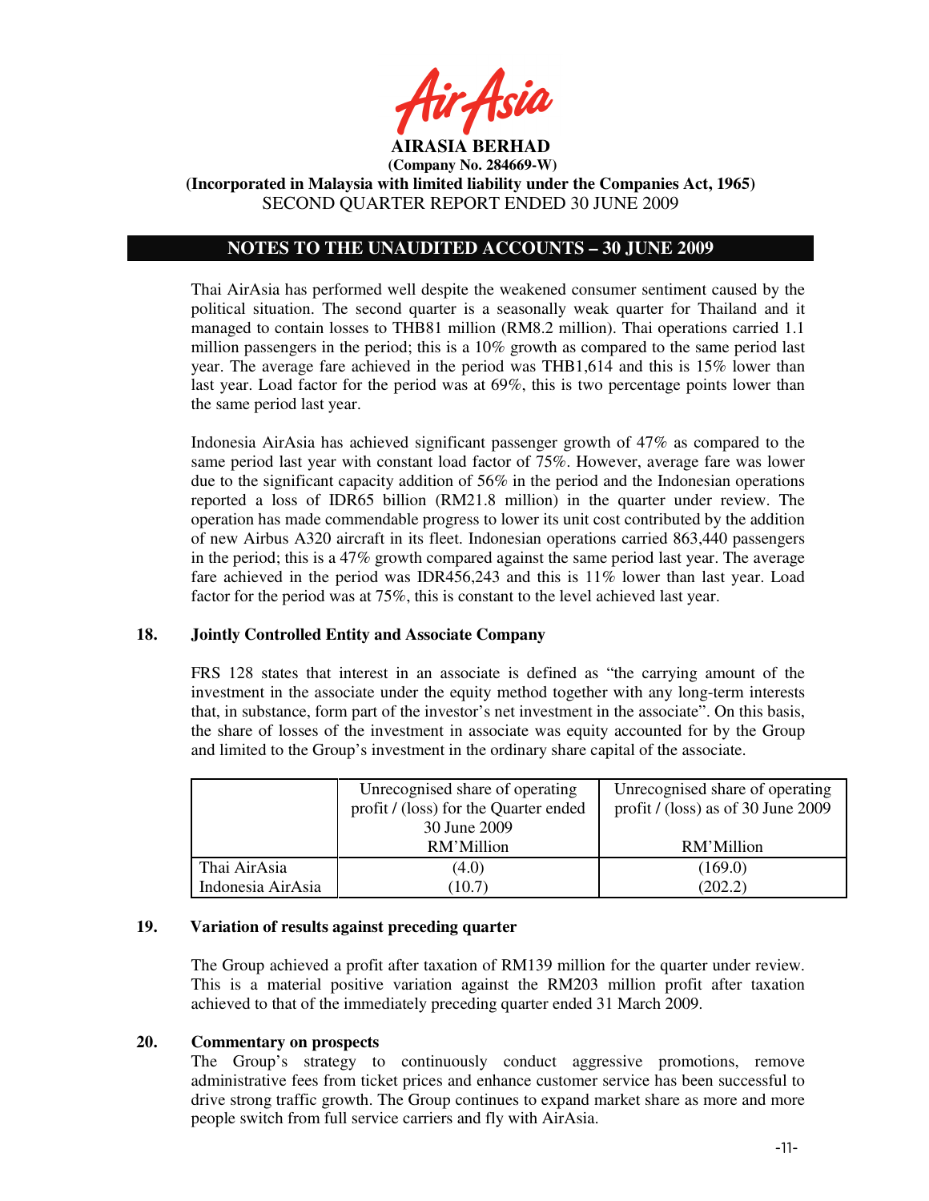**AIRASIA BERHAD**
**(Company No. 284669-W)**
**(Incorporated in Malaysia with limited liability under the Companies Act, 1965)**
SECOND QUARTER REPORT ENDED 30 JUNE 2009

## NOTES TO THE UNAUDITED ACCOUNTS – 30 JUNE 2009

Thai AirAsia has performed well despite the weakened consumer sentiment caused by the political situation. The second quarter is a seasonally weak quarter for Thailand and it managed to contain losses to THB81 million (RM8.2 million). Thai operations carried 1.1 million passengers in the period; this is a 10% growth as compared to the same period last year. The average fare achieved in the period was THB1,614 and this is 15% lower than last year. Load factor for the period was at 69%, this is two percentage points lower than the same period last year.

Indonesia AirAsia has achieved significant passenger growth of 47% as compared to the same period last year with constant load factor of 75%. However, average fare was lower due to the significant capacity addition of 56% in the period and the Indonesian operations reported a loss of IDR65 billion (RM21.8 million) in the quarter under review. The operation has made commendable progress to lower its unit cost contributed by the addition of new Airbus A320 aircraft in its fleet. Indonesian operations carried 863,440 passengers in the period; this is a 47% growth compared against the same period last year. The average fare achieved in the period was IDR456,243 and this is 11% lower than last year. Load factor for the period was at 75%, this is constant to the level achieved last year.

### 18. Jointly Controlled Entity and Associate Company

FRS 128 states that interest in an associate is defined as "the carrying amount of the investment in the associate under the equity method together with any long-term interests that, in substance, form part of the investor's net investment in the associate". On this basis, the share of losses of the investment in associate was equity accounted for by the Group and limited to the Group's investment in the ordinary share capital of the associate.

| | Unrecognised share of operating profit / (loss) for the Quarter ended 30 June 2009 RM'Million | Unrecognised share of operating profit / (loss) as of 30 June 2009 RM'Million |
|---|---|---|
| Thai AirAsia | (4.0) | (169.0) |
| Indonesia AirAsia | (10.7) | (202.2) |

### 19. Variation of results against preceding quarter

The Group achieved a profit after taxation of RM139 million for the quarter under review. This is a material positive variation against the RM203 million profit after taxation achieved to that of the immediately preceding quarter ended 31 March 2009.

### 20. Commentary on prospects

The Group's strategy to continuously conduct aggressive promotions, remove administrative fees from ticket prices and enhance customer service has been successful to drive strong traffic growth. The Group continues to expand market share as more and more people switch from full service carriers and fly with AirAsia.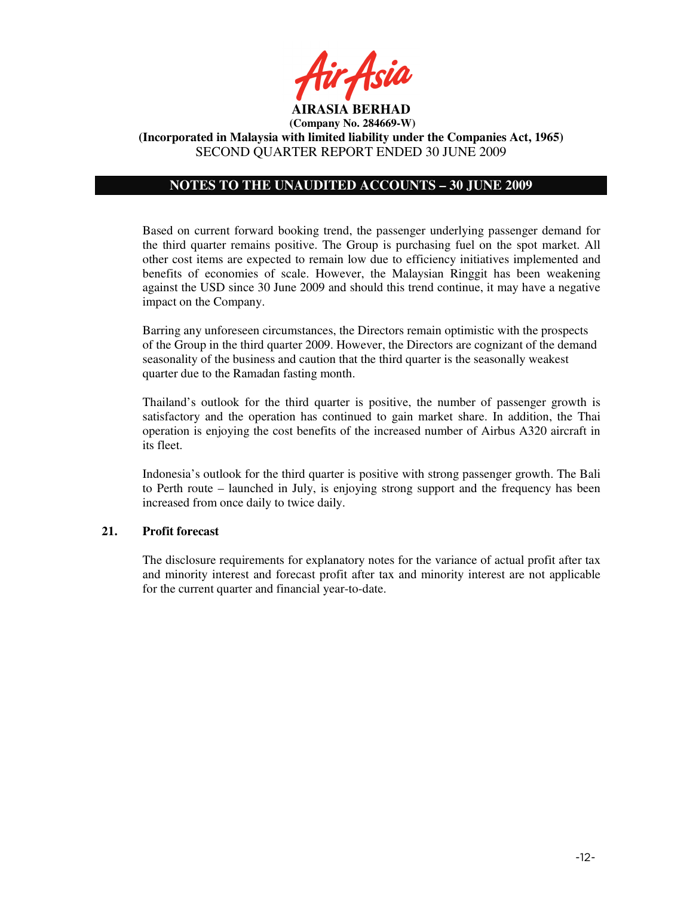Based on current forward booking trend, the passenger underlying passenger demand for the third quarter remains positive. The Group is purchasing fuel on the spot market. All other cost items are expected to remain low due to efficiency initiatives implemented and benefits of economies of scale. However, the Malaysian Ringgit has been weakening against the USD since 30 June 2009 and should this trend continue, it may have a negative impact on the Company.

Barring any unforeseen circumstances, the Directors remain optimistic with the prospects of the Group in the third quarter 2009. However, the Directors are cognizant of the demand seasonality of the business and caution that the third quarter is the seasonally weakest quarter due to the Ramadan fasting month.

Thailand's outlook for the third quarter is positive, the number of passenger growth is satisfactory and the operation has continued to gain market share. In addition, the Thai operation is enjoying the cost benefits of the increased number of Airbus A320 aircraft in its fleet.

Indonesia's outlook for the third quarter is positive with strong passenger growth. The Bali to Perth route – launched in July, is enjoying strong support and the frequency has been increased from once daily to twice daily.

## 21. Profit forecast

The disclosure requirements for explanatory notes for the variance of actual profit after tax and minority interest and forecast profit after tax and minority interest are not applicable for the current quarter and financial year-to-date.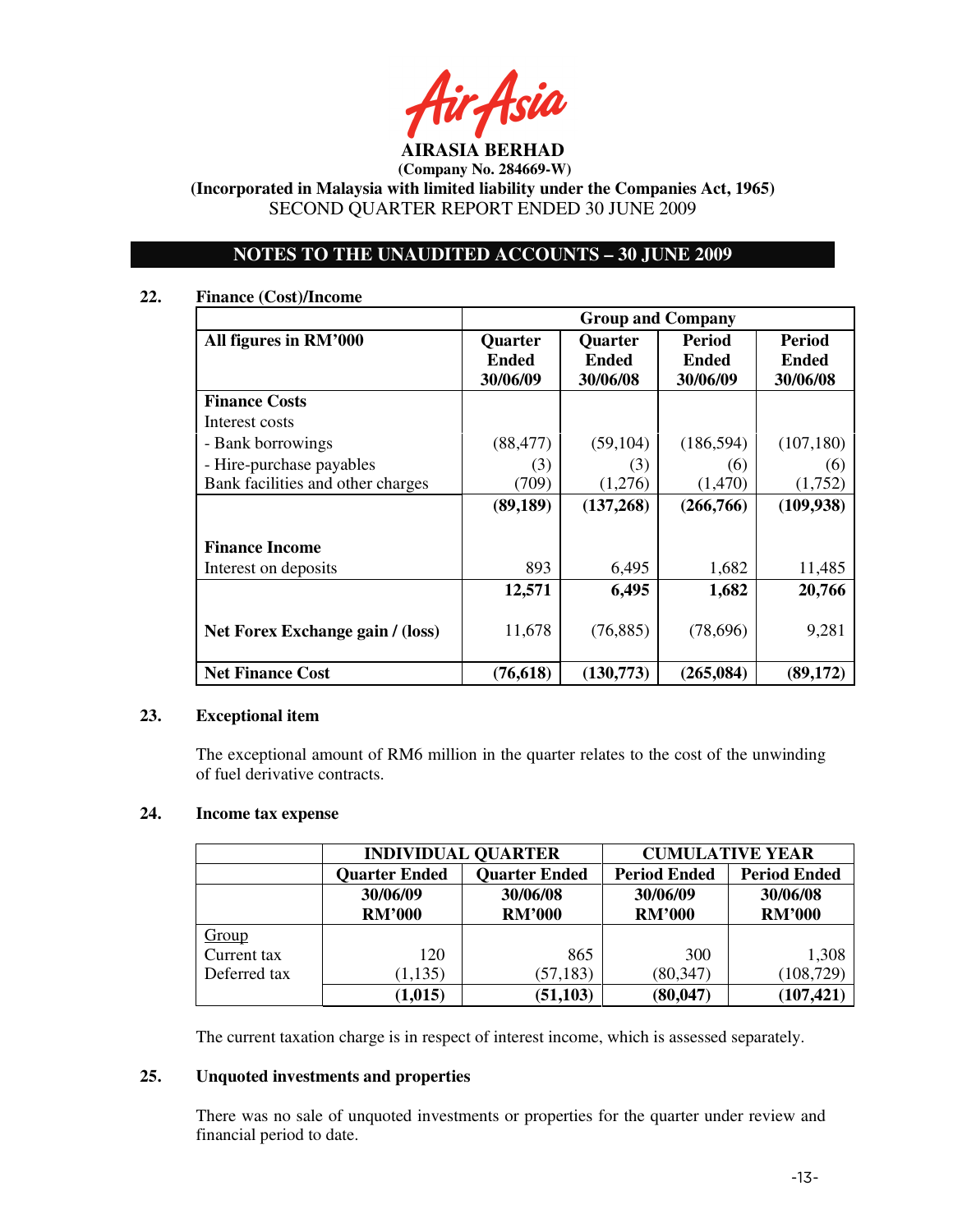**AIRASIA BERHAD**
**(Company No. 284669-W)**
**(Incorporated in Malaysia with limited liability under the Companies Act, 1965)**
SECOND QUARTER REPORT ENDED 30 JUNE 2009

## NOTES TO THE UNAUDITED ACCOUNTS – 30 JUNE 2009

### 22. Finance (Cost)/Income

| | Group and Company | | | |
|---|---|---|---|---|
| **All figures in RM'000** | **Quarter Ended 30/06/09** | **Quarter Ended 30/06/08** | **Period Ended 30/06/09** | **Period Ended 30/06/08** |
| **Finance Costs** | | | | |
| Interest costs | | | | |
| - Bank borrowings | (88,477) | (59,104) | (186,594) | (107,180) |
| - Hire-purchase payables | (3) | (3) | (6) | (6) |
| Bank facilities and other charges | (709) | (1,276) | (1,470) | (1,752) |
| | **(89,189)** | **(137,268)** | **(266,766)** | **(109,938)** |
| **Finance Income** | | | | |
| Interest on deposits | 893 | 6,495 | 1,682 | 11,485 |
| | **12,571** | **6,495** | **1,682** | **20,766** |
| **Net Forex Exchange gain / (loss)** | 11,678 | (76,885) | (78,696) | 9,281 |
| **Net Finance Cost** | **(76,618)** | **(130,773)** | **(265,084)** | **(89,172)** |

### 23. Exceptional item

The exceptional amount of RM6 million in the quarter relates to the cost of the unwinding of fuel derivative contracts.

### 24. Income tax expense

| | INDIVIDUAL QUARTER | | CUMULATIVE YEAR | |
|---|---|---|---|---|
| | **Quarter Ended** | **Quarter Ended** | **Period Ended** | **Period Ended** |
| | **30/06/09 RM'000** | **30/06/08 RM'000** | **30/06/09 RM'000** | **30/06/08 RM'000** |
| Group | | | | |
| Current tax | 120 | 865 | 300 | 1,308 |
| Deferred tax | (1,135) | (57,183) | (80,347) | (108,729) |
| | **(1,015)** | **(51,103)** | **(80,047)** | **(107,421)** |

The current taxation charge is in respect of interest income, which is assessed separately.

### 25. Unquoted investments and properties

There was no sale of unquoted investments or properties for the quarter under review and financial period to date.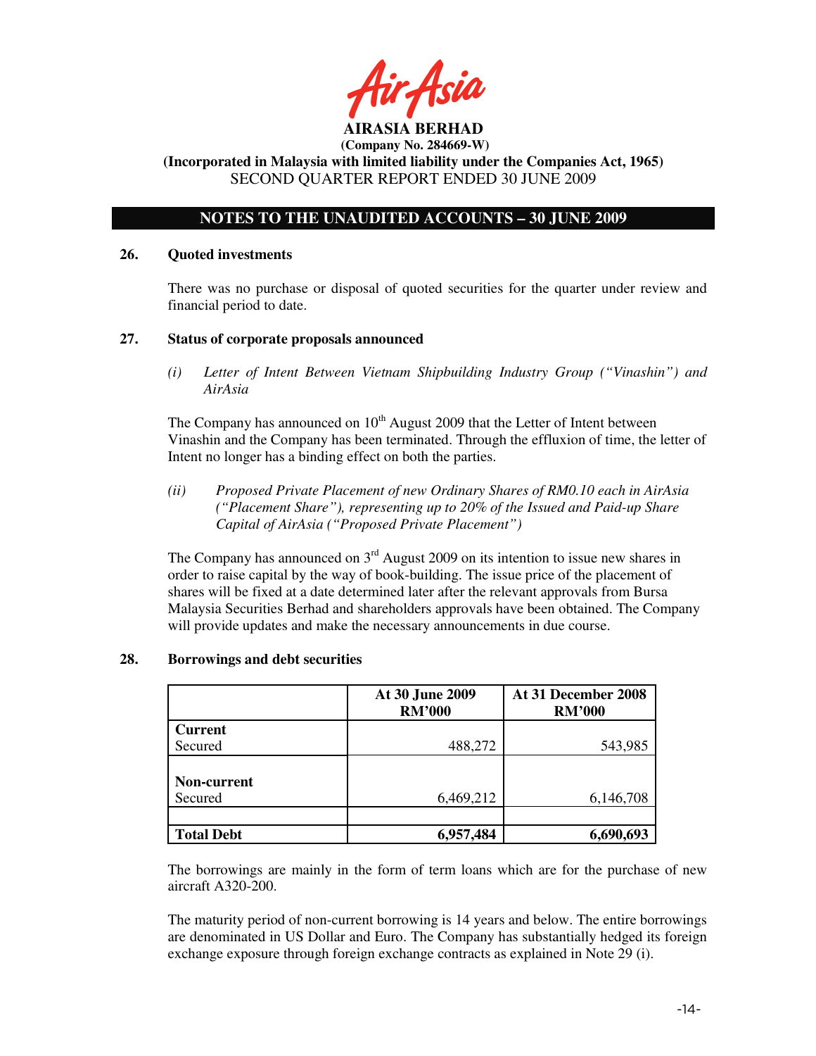**AIRASIA BERHAD**
**(Company No. 284669-W)**
**(Incorporated in Malaysia with limited liability under the Companies Act, 1965)**
SECOND QUARTER REPORT ENDED 30 JUNE 2009

## NOTES TO THE UNAUDITED ACCOUNTS – 30 JUNE 2009

### 26. Quoted investments

There was no purchase or disposal of quoted securities for the quarter under review and financial period to date.

### 27. Status of corporate proposals announced

*(i) Letter of Intent Between Vietnam Shipbuilding Industry Group ("Vinashin") and AirAsia*

The Company has announced on 10th August 2009 that the Letter of Intent between Vinashin and the Company has been terminated. Through the effluxion of time, the letter of Intent no longer has a binding effect on both the parties.

*(ii) Proposed Private Placement of new Ordinary Shares of RM0.10 each in AirAsia ("Placement Share"), representing up to 20% of the Issued and Paid-up Share Capital of AirAsia ("Proposed Private Placement")*

The Company has announced on 3rd August 2009 on its intention to issue new shares in order to raise capital by the way of book-building. The issue price of the placement of shares will be fixed at a date determined later after the relevant approvals from Bursa Malaysia Securities Berhad and shareholders approvals have been obtained. The Company will provide updates and make the necessary announcements in due course.

### 28. Borrowings and debt securities

| | At 30 June 2009 RM'000 | At 31 December 2008 RM'000 |
|---|---|---|
| **Current** | | |
| Secured | 488,272 | 543,985 |
| **Non-current** | | |
| Secured | 6,469,212 | 6,146,708 |
| | | |
| **Total Debt** | **6,957,484** | **6,690,693** |

The borrowings are mainly in the form of term loans which are for the purchase of new aircraft A320-200.

The maturity period of non-current borrowing is 14 years and below. The entire borrowings are denominated in US Dollar and Euro. The Company has substantially hedged its foreign exchange exposure through foreign exchange contracts as explained in Note 29 (i).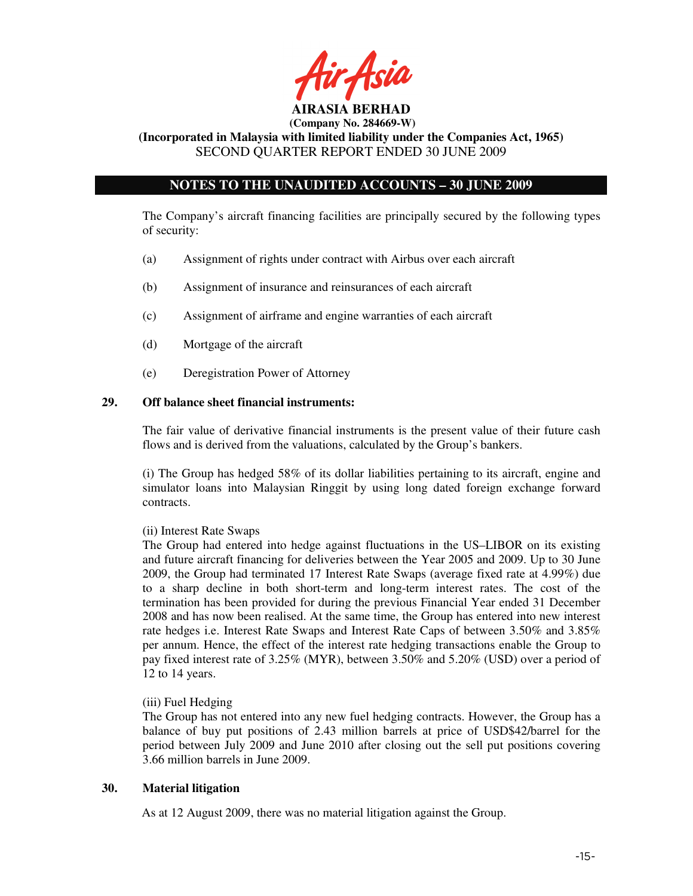The Company's aircraft financing facilities are principally secured by the following types of security:

(a) Assignment of rights under contract with Airbus over each aircraft

(b) Assignment of insurance and reinsurances of each aircraft

(c) Assignment of airframe and engine warranties of each aircraft

(d) Mortgage of the aircraft

(e) Deregistration Power of Attorney

## 29. Off balance sheet financial instruments:

The fair value of derivative financial instruments is the present value of their future cash flows and is derived from the valuations, calculated by the Group's bankers.

(i) The Group has hedged 58% of its dollar liabilities pertaining to its aircraft, engine and simulator loans into Malaysian Ringgit by using long dated foreign exchange forward contracts.

(ii) Interest Rate Swaps
The Group had entered into hedge against fluctuations in the US–LIBOR on its existing and future aircraft financing for deliveries between the Year 2005 and 2009. Up to 30 June 2009, the Group had terminated 17 Interest Rate Swaps (average fixed rate at 4.99%) due to a sharp decline in both short-term and long-term interest rates. The cost of the termination has been provided for during the previous Financial Year ended 31 December 2008 and has now been realised. At the same time, the Group has entered into new interest rate hedges i.e. Interest Rate Swaps and Interest Rate Caps of between 3.50% and 3.85% per annum. Hence, the effect of the interest rate hedging transactions enable the Group to pay fixed interest rate of 3.25% (MYR), between 3.50% and 5.20% (USD) over a period of 12 to 14 years.

(iii) Fuel Hedging
The Group has not entered into any new fuel hedging contracts. However, the Group has a balance of buy put positions of 2.43 million barrels at price of USD$42/barrel for the period between July 2009 and June 2010 after closing out the sell put positions covering 3.66 million barrels in June 2009.

## 30. Material litigation

As at 12 August 2009, there was no material litigation against the Group.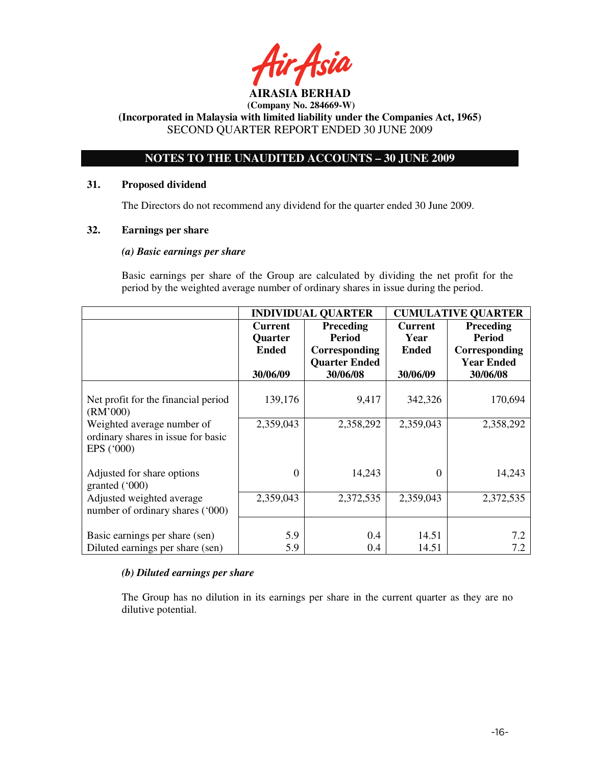# AIRASIA BERHAD

**(Company No. 284669-W)**

**(Incorporated in Malaysia with limited liability under the Companies Act, 1965)**

SECOND QUARTER REPORT ENDED 30 JUNE 2009

## NOTES TO THE UNAUDITED ACCOUNTS – 30 JUNE 2009

### 31. Proposed dividend

The Directors do not recommend any dividend for the quarter ended 30 June 2009.

### 32. Earnings per share

***(a) Basic earnings per share***

Basic earnings per share of the Group are calculated by dividing the net profit for the period by the weighted average number of ordinary shares in issue during the period.

| | **INDIVIDUAL QUARTER** | | **CUMULATIVE QUARTER** | |
|---|---|---|---|---|
| | **Current Quarter Ended 30/06/09** | **Preceding Period Corresponding Quarter Ended 30/06/08** | **Current Year Ended 30/06/09** | **Preceding Period Corresponding Year Ended 30/06/08** |
| Net profit for the financial period (RM'000) | 139,176 | 9,417 | 342,326 | 170,694 |
| Weighted average number of ordinary shares in issue for basic EPS ('000) | 2,359,043 | 2,358,292 | 2,359,043 | 2,358,292 |
| Adjusted for share options granted ('000) | 0 | 14,243 | 0 | 14,243 |
| Adjusted weighted average number of ordinary shares ('000) | 2,359,043 | 2,372,535 | 2,359,043 | 2,372,535 |
| Basic earnings per share (sen) | 5.9 | 0.4 | 14.51 | 7.2 |
| Diluted earnings per share (sen) | 5.9 | 0.4 | 14.51 | 7.2 |

***(b) Diluted earnings per share***

The Group has no dilution in its earnings per share in the current quarter as they are no dilutive potential.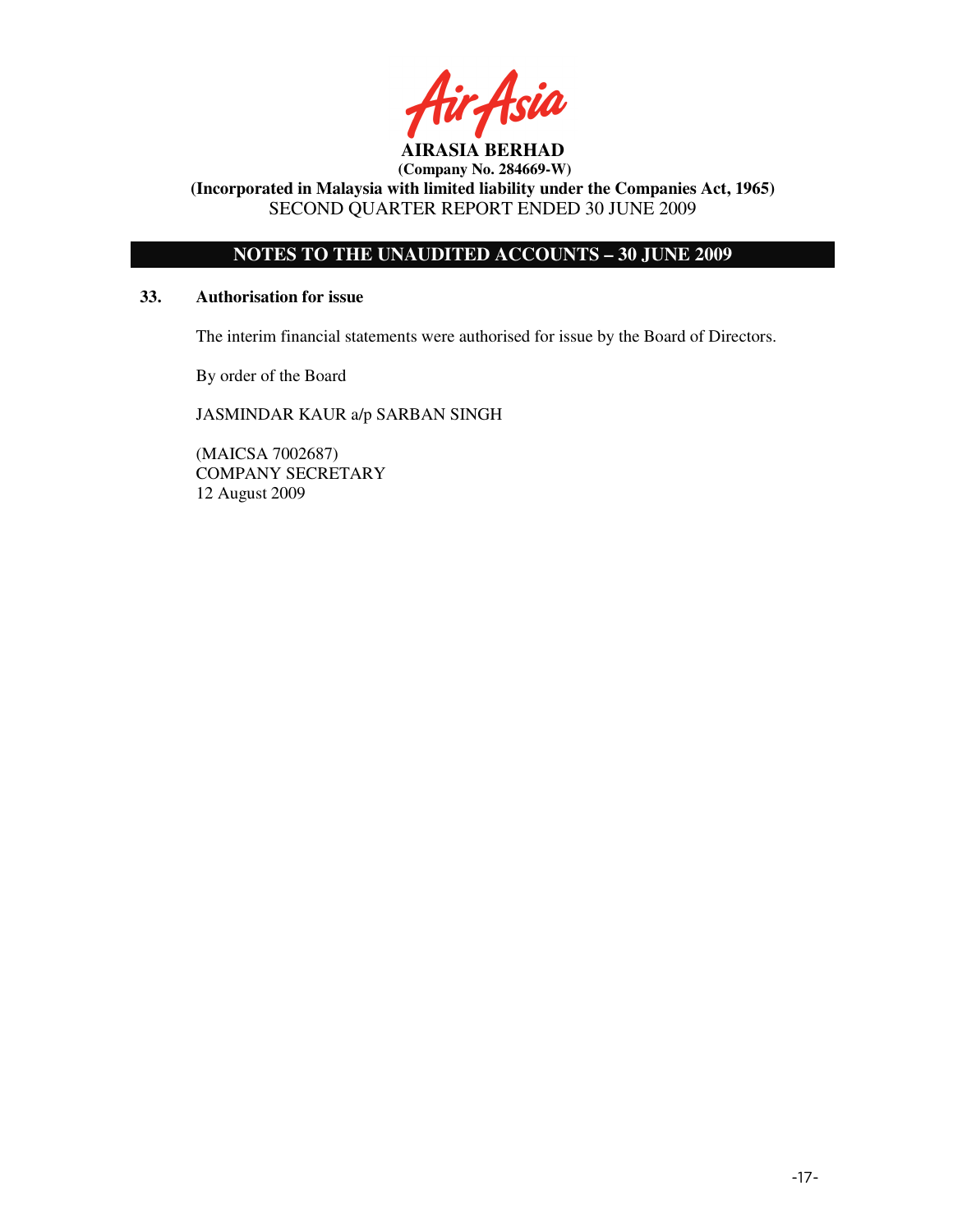**AIRASIA BERHAD**
**(Company No. 284669-W)**
**(Incorporated in Malaysia with limited liability under the Companies Act, 1965)**
SECOND QUARTER REPORT ENDED 30 JUNE 2009

## NOTES TO THE UNAUDITED ACCOUNTS – 30 JUNE 2009

### 33. Authorisation for issue

The interim financial statements were authorised for issue by the Board of Directors.

By order of the Board

JASMINDAR KAUR a/p SARBAN SINGH

(MAICSA 7002687)
COMPANY SECRETARY
12 August 2009